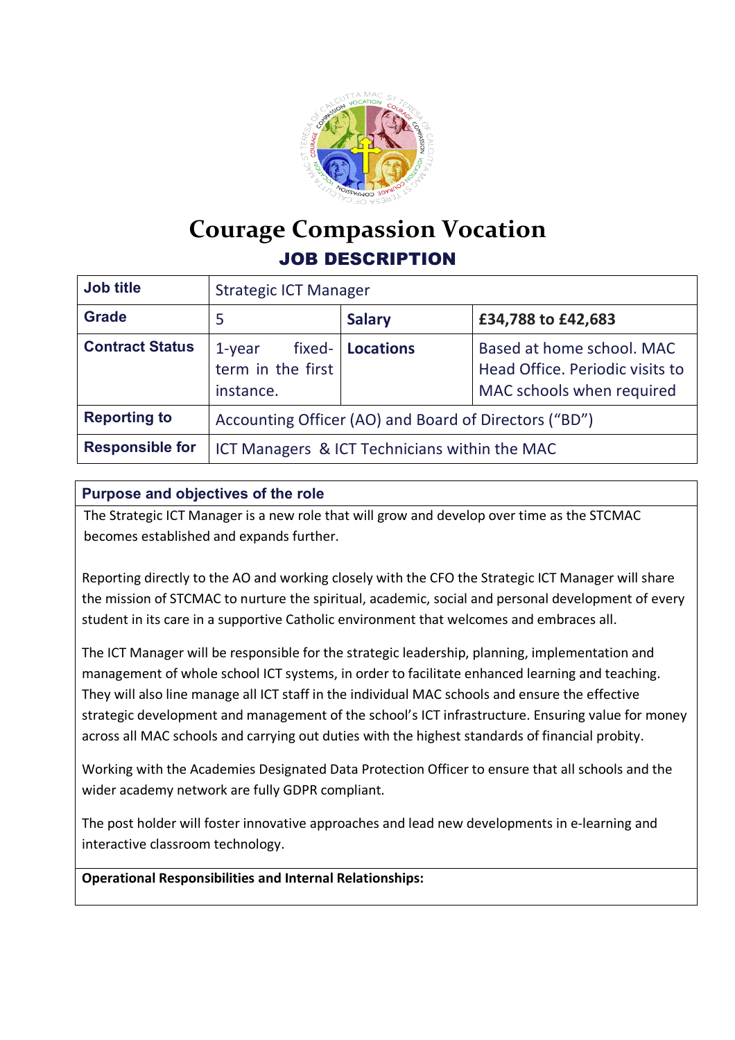# Courage Compassion Vocation

## JOB DESCRIPTION

| Job title | Strategic ICT Manager | | |
|---|---|---|---|
| Grade | 5 | Salary | £34,788 to £42,683 |
| Contract Status | 1-year fixed-term in the first instance. | Locations | Based at home school. MAC Head Office. Periodic visits to MAC schools when required |
| Reporting to | Accounting Officer (AO) and Board of Directors ("BD") | | |
| Responsible for | ICT Managers & ICT Technicians within the MAC | | |

### Purpose and objectives of the role

The Strategic ICT Manager is a new role that will grow and develop over time as the STCMAC becomes established and expands further.

Reporting directly to the AO and working closely with the CFO the Strategic ICT Manager will share the mission of STCMAC to nurture the spiritual, academic, social and personal development of every student in its care in a supportive Catholic environment that welcomes and embraces all.

The ICT Manager will be responsible for the strategic leadership, planning, implementation and management of whole school ICT systems, in order to facilitate enhanced learning and teaching. They will also line manage all ICT staff in the individual MAC schools and ensure the effective strategic development and management of the school's ICT infrastructure. Ensuring value for money across all MAC schools and carrying out duties with the highest standards of financial probity.

Working with the Academies Designated Data Protection Officer to ensure that all schools and the wider academy network are fully GDPR compliant.

The post holder will foster innovative approaches and lead new developments in e-learning and interactive classroom technology.

**Operational Responsibilities and Internal Relationships:**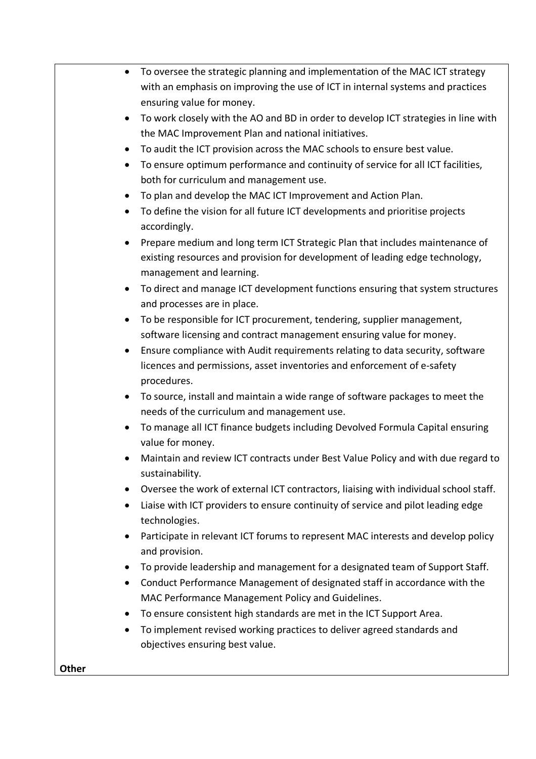- To oversee the strategic planning and implementation of the MAC ICT strategy with an emphasis on improving the use of ICT in internal systems and practices ensuring value for money.
- To work closely with the AO and BD in order to develop ICT strategies in line with the MAC Improvement Plan and national initiatives.
- To audit the ICT provision across the MAC schools to ensure best value.
- To ensure optimum performance and continuity of service for all ICT facilities, both for curriculum and management use.
- To plan and develop the MAC ICT Improvement and Action Plan.
- To define the vision for all future ICT developments and prioritise projects accordingly.
- Prepare medium and long term ICT Strategic Plan that includes maintenance of existing resources and provision for development of leading edge technology, management and learning.
- To direct and manage ICT development functions ensuring that system structures and processes are in place.
- To be responsible for ICT procurement, tendering, supplier management, software licensing and contract management ensuring value for money.
- Ensure compliance with Audit requirements relating to data security, software licences and permissions, asset inventories and enforcement of e-safety procedures.
- To source, install and maintain a wide range of software packages to meet the needs of the curriculum and management use.
- To manage all ICT finance budgets including Devolved Formula Capital ensuring value for money.
- Maintain and review ICT contracts under Best Value Policy and with due regard to sustainability.
- Oversee the work of external ICT contractors, liaising with individual school staff.
- Liaise with ICT providers to ensure continuity of service and pilot leading edge technologies.
- Participate in relevant ICT forums to represent MAC interests and develop policy and provision.
- To provide leadership and management for a designated team of Support Staff.
- Conduct Performance Management of designated staff in accordance with the MAC Performance Management Policy and Guidelines.
- To ensure consistent high standards are met in the ICT Support Area.
- To implement revised working practices to deliver agreed standards and objectives ensuring best value.

**Other**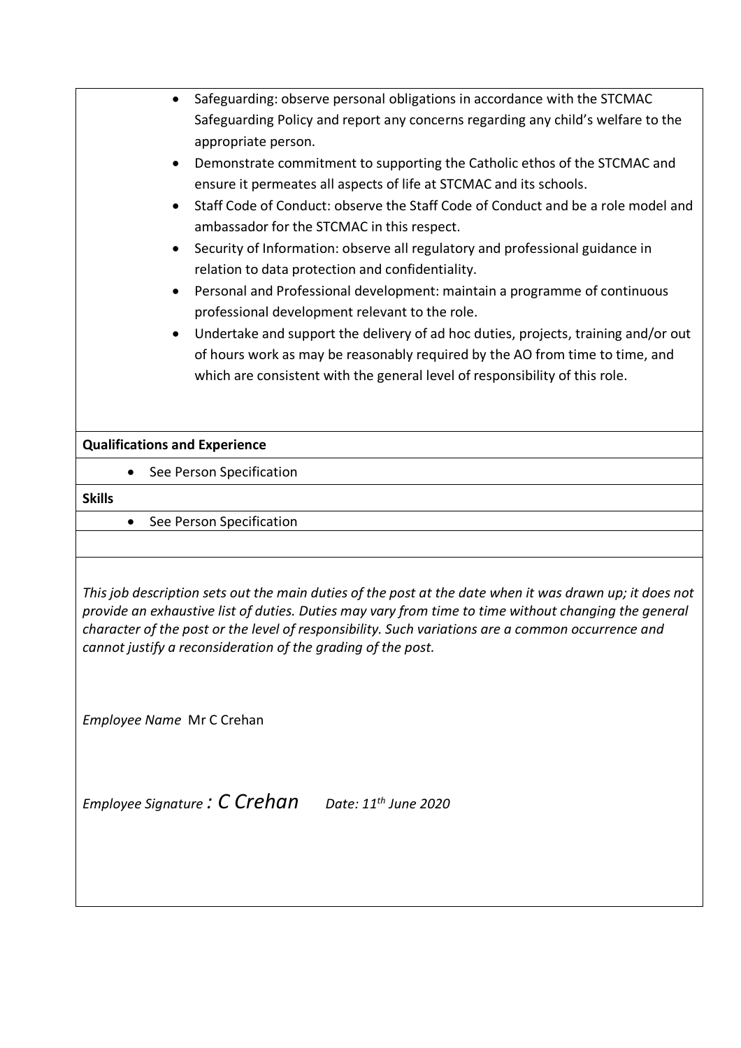- Safeguarding: observe personal obligations in accordance with the STCMAC Safeguarding Policy and report any concerns regarding any child's welfare to the appropriate person.
- Demonstrate commitment to supporting the Catholic ethos of the STCMAC and ensure it permeates all aspects of life at STCMAC and its schools.
- Staff Code of Conduct: observe the Staff Code of Conduct and be a role model and ambassador for the STCMAC in this respect.
- Security of Information: observe all regulatory and professional guidance in relation to data protection and confidentiality.
- Personal and Professional development: maintain a programme of continuous professional development relevant to the role.
- Undertake and support the delivery of ad hoc duties, projects, training and/or out of hours work as may be reasonably required by the AO from time to time, and which are consistent with the general level of responsibility of this role.

**Qualifications and Experience**

- See Person Specification

**Skills**

- See Person Specification

*This job description sets out the main duties of the post at the date when it was drawn up; it does not provide an exhaustive list of duties. Duties may vary from time to time without changing the general character of the post or the level of responsibility. Such variations are a common occurrence and cannot justify a reconsideration of the grading of the post.*

*Employee Name* Mr C Crehan

*Employee Signature* : *C Crehan* *Date: 11th June 2020*